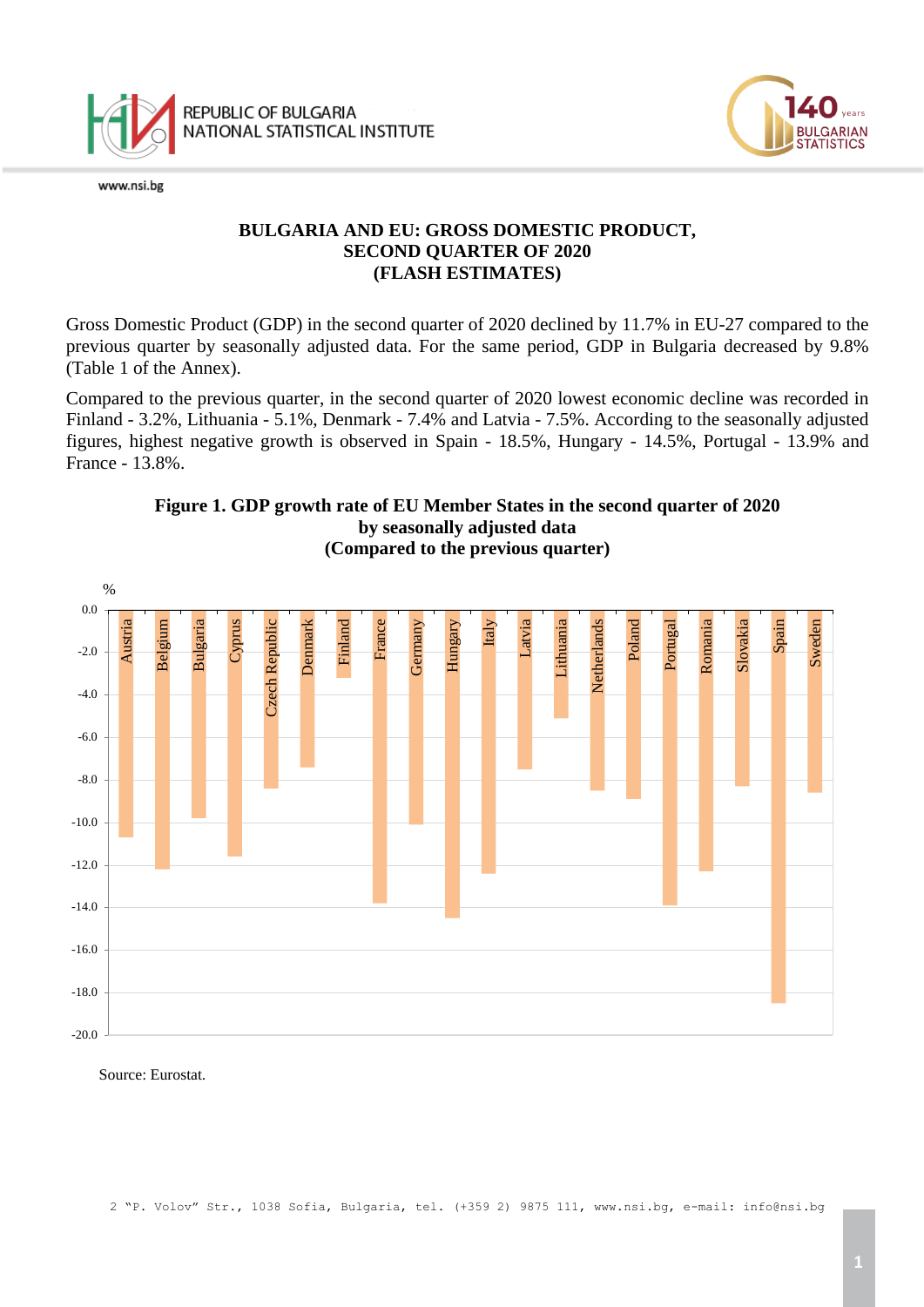REPUBLIC OF BULGARIA
NATIONAL STATISTICAL INSTITUTE

# BULGARIA AND EU: GROSS DOMESTIC PRODUCT, SECOND QUARTER OF 2020 (FLASH ESTIMATES)

Gross Domestic Product (GDP) in the second quarter of 2020 declined by 11.7% in EU-27 compared to the previous quarter by seasonally adjusted data. For the same period, GDP in Bulgaria decreased by 9.8% (Table 1 of the Annex).

Compared to the previous quarter, in the second quarter of 2020 lowest economic decline was recorded in Finland - 3.2%, Lithuania - 5.1%, Denmark - 7.4% and Latvia - 7.5%. According to the seasonally adjusted figures, highest negative growth is observed in Spain - 18.5%, Hungary - 14.5%, Portugal - 13.9% and France - 13.8%.

**Figure 1. GDP growth rate of EU Member States in the second quarter of 2020 by seasonally adjusted data (Compared to the previous quarter)**

Source: Eurostat.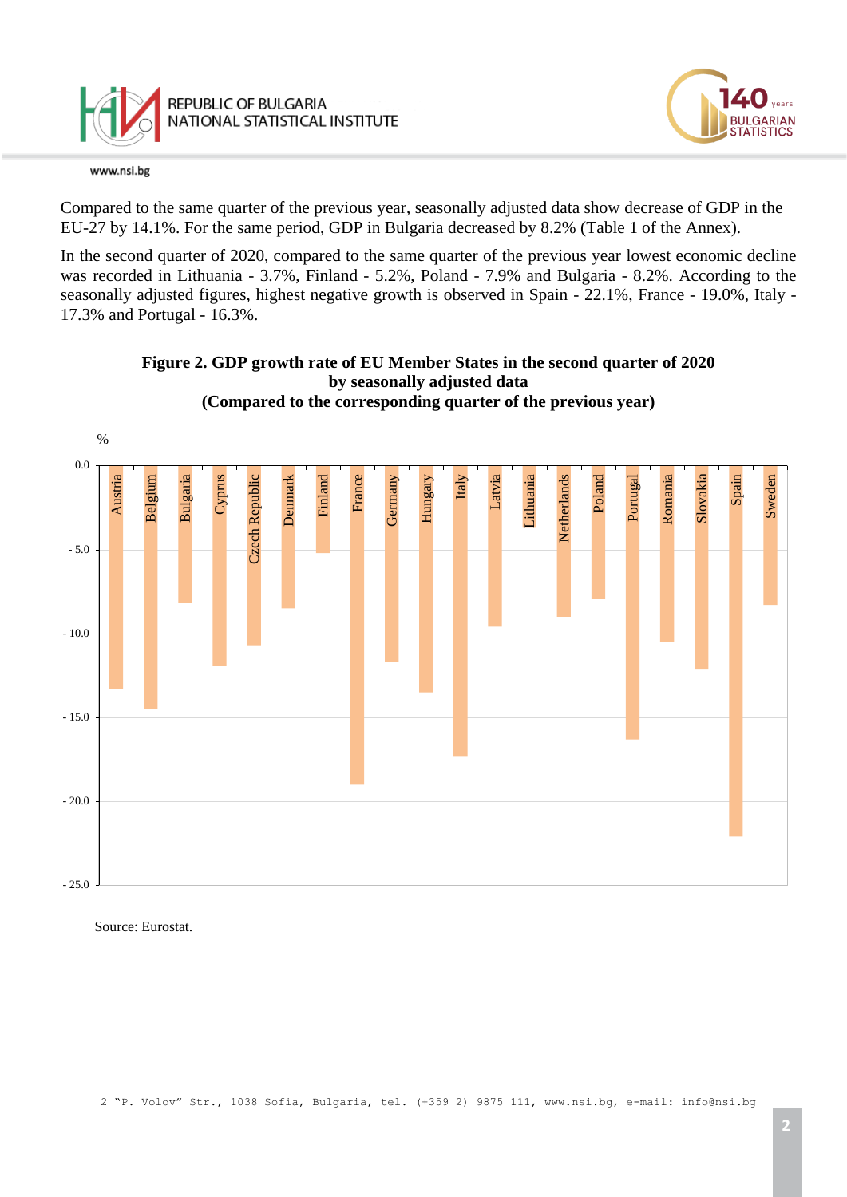Compared to the same quarter of the previous year, seasonally adjusted data show decrease of GDP in the EU-27 by 14.1%. For the same period, GDP in Bulgaria decreased by 8.2% (Table 1 of the Annex).

In the second quarter of 2020, compared to the same quarter of the previous year lowest economic decline was recorded in Lithuania - 3.7%, Finland - 5.2%, Poland - 7.9% and Bulgaria - 8.2%. According to the seasonally adjusted figures, highest negative growth is observed in Spain - 22.1%, France - 19.0%, Italy - 17.3% and Portugal - 16.3%.

**Figure 2. GDP growth rate of EU Member States in the second quarter of 2020 by seasonally adjusted data**
**(Compared to the corresponding quarter of the previous year)**

%

0.0
- 5.0
- 10.0
- 15.0
- 20.0
- 25.0

Austria, Belgium, Bulgaria, Cyprus, Czech Republic, Denmark, Finland, France, Germany, Hungary, Italy, Latvia, Lithuania, Netherlands, Poland, Portugal, Romania, Slovakia, Spain, Sweden

Source: Eurostat.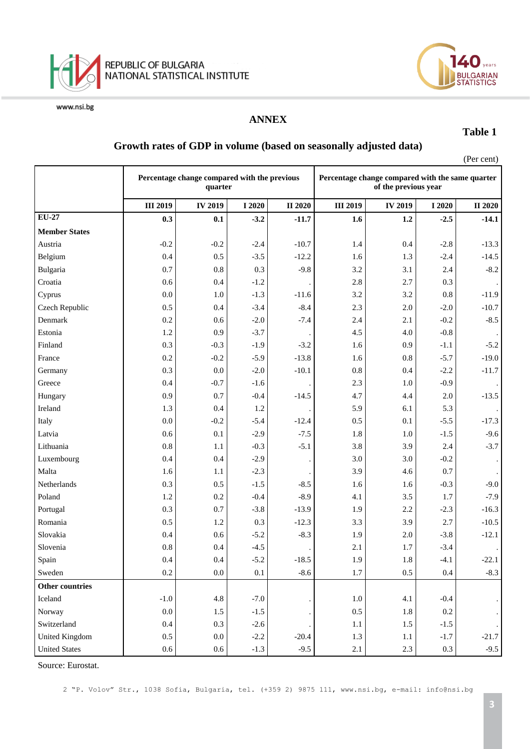## ANNEX

**Table 1**

### Growth rates of GDP in volume (based on seasonally adjusted data)

(Per cent)

| | Percentage change compared with the previous quarter | | | | Percentage change compared with the same quarter of the previous year | | | |
|---|---|---|---|---|---|---|---|---|
| | III 2019 | IV 2019 | I 2020 | II 2020 | III 2019 | IV 2019 | I 2020 | II 2020 |
| **EU-27** | **0.3** | **0.1** | **-3.2** | **-11.7** | **1.6** | **1.2** | **-2.5** | **-14.1** |
| **Member States** | | | | | | | | |
| Austria | -0.2 | -0.2 | -2.4 | -10.7 | 1.4 | 0.4 | -2.8 | -13.3 |
| Belgium | 0.4 | 0.5 | -3.5 | -12.2 | 1.6 | 1.3 | -2.4 | -14.5 |
| Bulgaria | 0.7 | 0.8 | 0.3 | -9.8 | 3.2 | 3.1 | 2.4 | -8.2 |
| Croatia | 0.6 | 0.4 | -1.2 | . | 2.8 | 2.7 | 0.3 | . |
| Cyprus | 0.0 | 1.0 | -1.3 | -11.6 | 3.2 | 3.2 | 0.8 | -11.9 |
| Czech Republic | 0.5 | 0.4 | -3.4 | -8.4 | 2.3 | 2.0 | -2.0 | -10.7 |
| Denmark | 0.2 | 0.6 | -2.0 | -7.4 | 2.4 | 2.1 | -0.2 | -8.5 |
| Estonia | 1.2 | 0.9 | -3.7 | . | 4.5 | 4.0 | -0.8 | . |
| Finland | 0.3 | -0.3 | -1.9 | -3.2 | 1.6 | 0.9 | -1.1 | -5.2 |
| France | 0.2 | -0.2 | -5.9 | -13.8 | 1.6 | 0.8 | -5.7 | -19.0 |
| Germany | 0.3 | 0.0 | -2.0 | -10.1 | 0.8 | 0.4 | -2.2 | -11.7 |
| Greece | 0.4 | -0.7 | -1.6 | . | 2.3 | 1.0 | -0.9 | . |
| Hungary | 0.9 | 0.7 | -0.4 | -14.5 | 4.7 | 4.4 | 2.0 | -13.5 |
| Ireland | 1.3 | 0.4 | 1.2 | . | 5.9 | 6.1 | 5.3 | . |
| Italy | 0.0 | -0.2 | -5.4 | -12.4 | 0.5 | 0.1 | -5.5 | -17.3 |
| Latvia | 0.6 | 0.1 | -2.9 | -7.5 | 1.8 | 1.0 | -1.5 | -9.6 |
| Lithuania | 0.8 | 1.1 | -0.3 | -5.1 | 3.8 | 3.9 | 2.4 | -3.7 |
| Luxembourg | 0.4 | 0.4 | -2.9 | . | 3.0 | 3.0 | -0.2 | . |
| Malta | 1.6 | 1.1 | -2.3 | . | 3.9 | 4.6 | 0.7 | . |
| Netherlands | 0.3 | 0.5 | -1.5 | -8.5 | 1.6 | 1.6 | -0.3 | -9.0 |
| Poland | 1.2 | 0.2 | -0.4 | -8.9 | 4.1 | 3.5 | 1.7 | -7.9 |
| Portugal | 0.3 | 0.7 | -3.8 | -13.9 | 1.9 | 2.2 | -2.3 | -16.3 |
| Romania | 0.5 | 1.2 | 0.3 | -12.3 | 3.3 | 3.9 | 2.7 | -10.5 |
| Slovakia | 0.4 | 0.6 | -5.2 | -8.3 | 1.9 | 2.0 | -3.8 | -12.1 |
| Slovenia | 0.8 | 0.4 | -4.5 | . | 2.1 | 1.7 | -3.4 | . |
| Spain | 0.4 | 0.4 | -5.2 | -18.5 | 1.9 | 1.8 | -4.1 | -22.1 |
| Sweden | 0.2 | 0.0 | 0.1 | -8.6 | 1.7 | 0.5 | 0.4 | -8.3 |
| **Other countries** | | | | | | | | |
| Iceland | -1.0 | 4.8 | -7.0 | . | 1.0 | 4.1 | -0.4 | . |
| Norway | 0.0 | 1.5 | -1.5 | . | 0.5 | 1.8 | 0.2 | . |
| Switzerland | 0.4 | 0.3 | -2.6 | . | 1.1 | 1.5 | -1.5 | . |
| United Kingdom | 0.5 | 0.0 | -2.2 | -20.4 | 1.3 | 1.1 | -1.7 | -21.7 |
| United States | 0.6 | 0.6 | -1.3 | -9.5 | 2.1 | 2.3 | 0.3 | -9.5 |

Source: Eurostat.